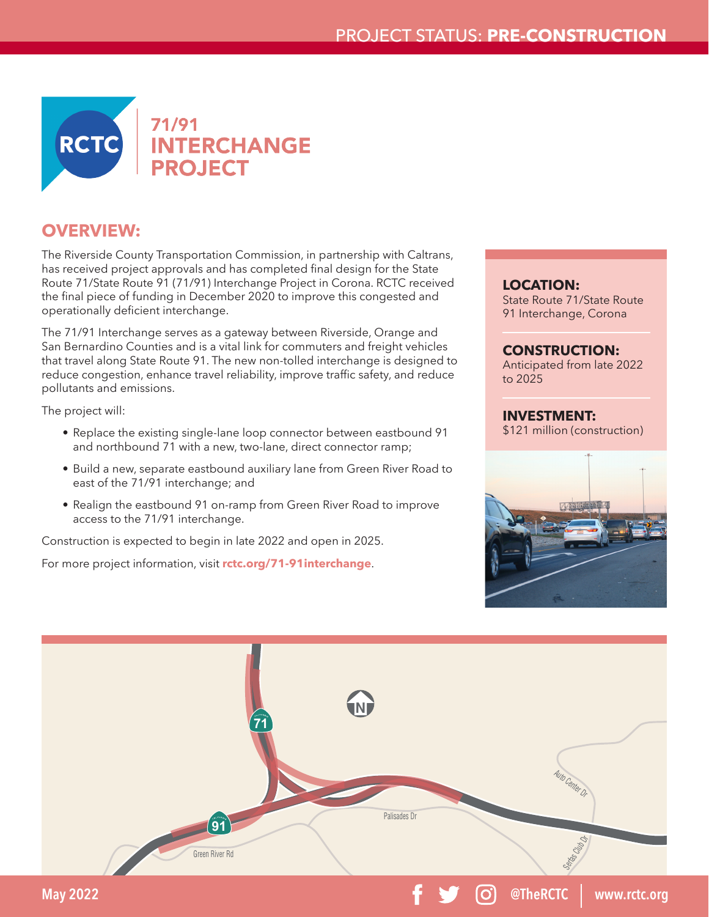PROJECT STATUS: **PRE-CONSTRUCTION**

# 71/91 INTERCHANGE PROJECT

## OVERVIEW:

The Riverside County Transportation Commission, in partnership with Caltrans, has received project approvals and has completed final design for the State Route 71/State Route 91 (71/91) Interchange Project in Corona. RCTC received the final piece of funding in December 2020 to improve this congested and operationally deficient interchange.

The 71/91 Interchange serves as a gateway between Riverside, Orange and San Bernardino Counties and is a vital link for commuters and freight vehicles that travel along State Route 91. The new non-tolled interchange is designed to reduce congestion, enhance travel reliability, improve traffic safety, and reduce pollutants and emissions.

The project will:

- Replace the existing single-lane loop connector between eastbound 91 and northbound 71 with a new, two-lane, direct connector ramp;
- Build a new, separate eastbound auxiliary lane from Green River Road to east of the 71/91 interchange; and
- Realign the eastbound 91 on-ramp from Green River Road to improve access to the 71/91 interchange.

Construction is expected to begin in late 2022 and open in 2025.

For more project information, visit **rctc.org/71-91interchange**.

**LOCATION:**
State Route 71/State Route 91 Interchange, Corona

**CONSTRUCTION:**
Anticipated from late 2022 to 2025

**INVESTMENT:**
$121 million (construction)

May 2022

@TheRCTC | www.rctc.org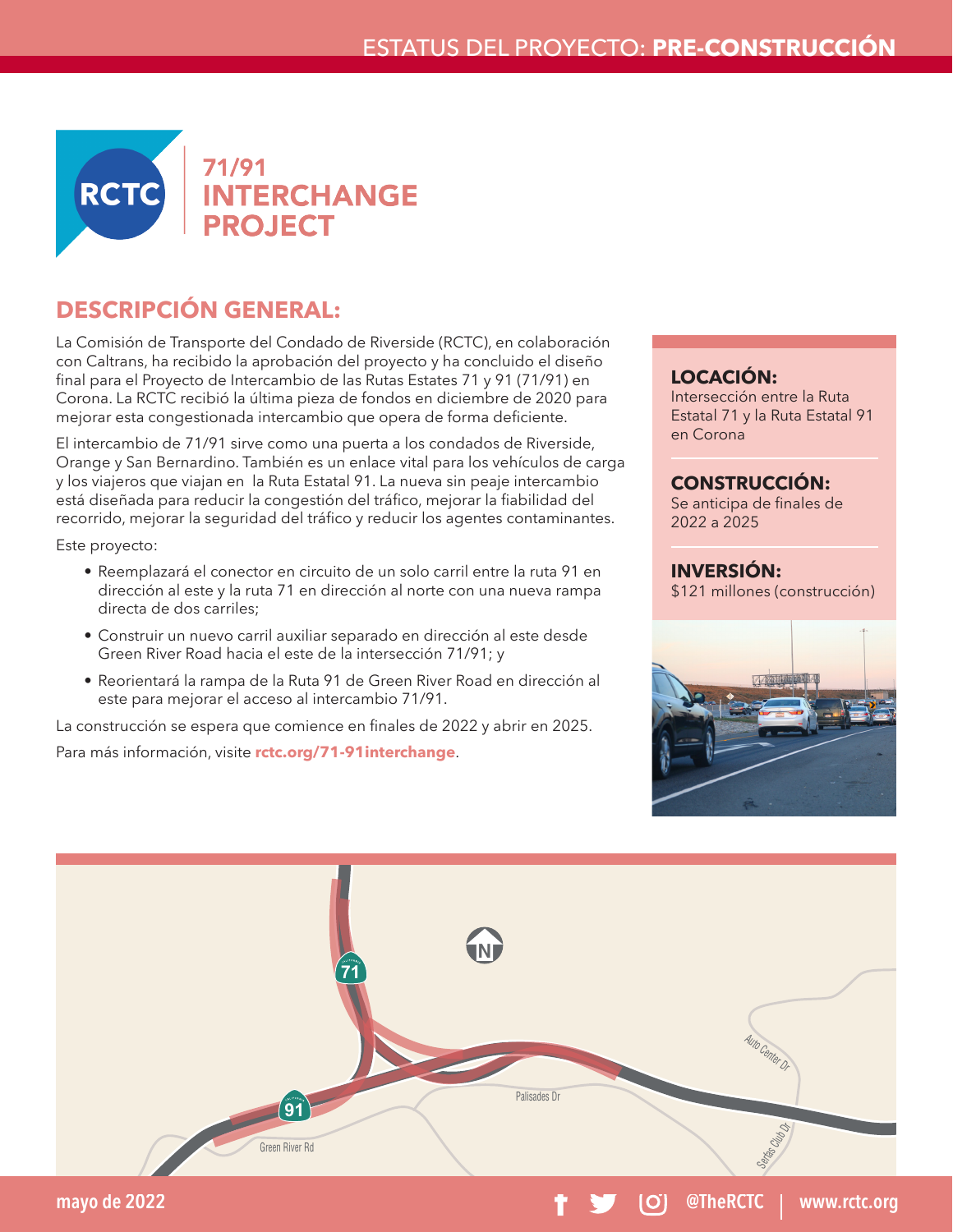ESTATUS DEL PROYECTO: **PRE-CONSTRUCCIÓN**

# 71/91 INTERCHANGE PROJECT

## DESCRIPCIÓN GENERAL:

La Comisión de Transporte del Condado de Riverside (RCTC), en colaboración con Caltrans, ha recibido la aprobación del proyecto y ha concluido el diseño final para el Proyecto de Intercambio de las Rutas Estates 71 y 91 (71/91) en Corona. La RCTC recibió la última pieza de fondos en diciembre de 2020 para mejorar esta congestionada intercambio que opera de forma deficiente.

El intercambio de 71/91 sirve como una puerta a los condados de Riverside, Orange y San Bernardino. También es un enlace vital para los vehículos de carga y los viajeros que viajan en la Ruta Estatal 91. La nueva sin peaje intercambio está diseñada para reducir la congestión del tráfico, mejorar la fiabilidad del recorrido, mejorar la seguridad del tráfico y reducir los agentes contaminantes.

Este proyecto:

- Reemplazará el conector en circuito de un solo carril entre la ruta 91 en dirección al este y la ruta 71 en dirección al norte con una nueva rampa directa de dos carriles;
- Construir un nuevo carril auxiliar separado en dirección al este desde Green River Road hacia el este de la intersección 71/91; y
- Reorientará la rampa de la Ruta 91 de Green River Road en dirección al este para mejorar el acceso al intercambio 71/91.

La construcción se espera que comience en finales de 2022 y abrir en 2025.

Para más información, visite **rctc.org/71-91interchange**.

**LOCACIÓN:**
Intersección entre la Ruta Estatal 71 y la Ruta Estatal 91 en Corona

**CONSTRUCCIÓN:**
Se anticipa de finales de 2022 a 2025

**INVERSIÓN:**
$121 millones (construcción)

71
91
N
Auto Center Dr
Palisades Dr
Serfas Club Dr
Green River Rd

mayo de 2022

@TheRCTC | www.rctc.org